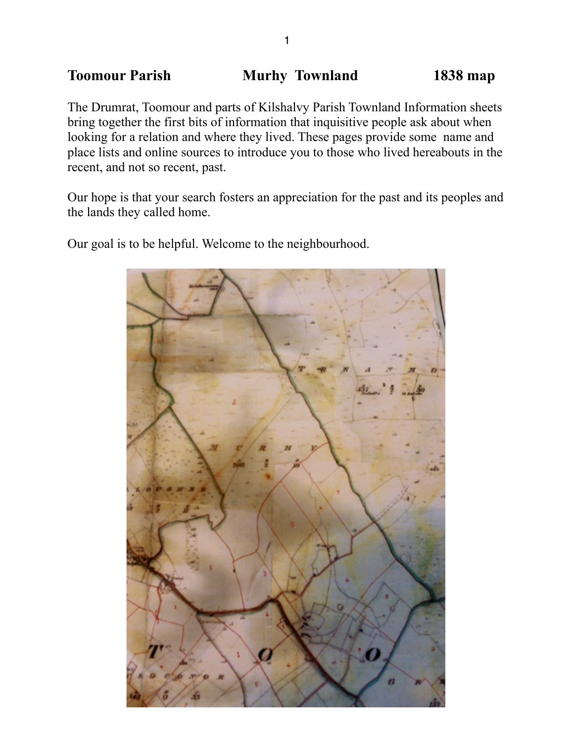**Toomour Parish Murhy Townland 1838 map**

The Drumrat, Toomour and parts of Kilshalvy Parish Townland Information sheets bring together the first bits of information that inquisitive people ask about when looking for a relation and where they lived. These pages provide some name and place lists and online sources to introduce you to those who lived hereabouts in the recent, and not so recent, past.

Our hope is that your search fosters an appreciation for the past and its peoples and the lands they called home.

Our goal is to be helpful. Welcome to the neighbourhood.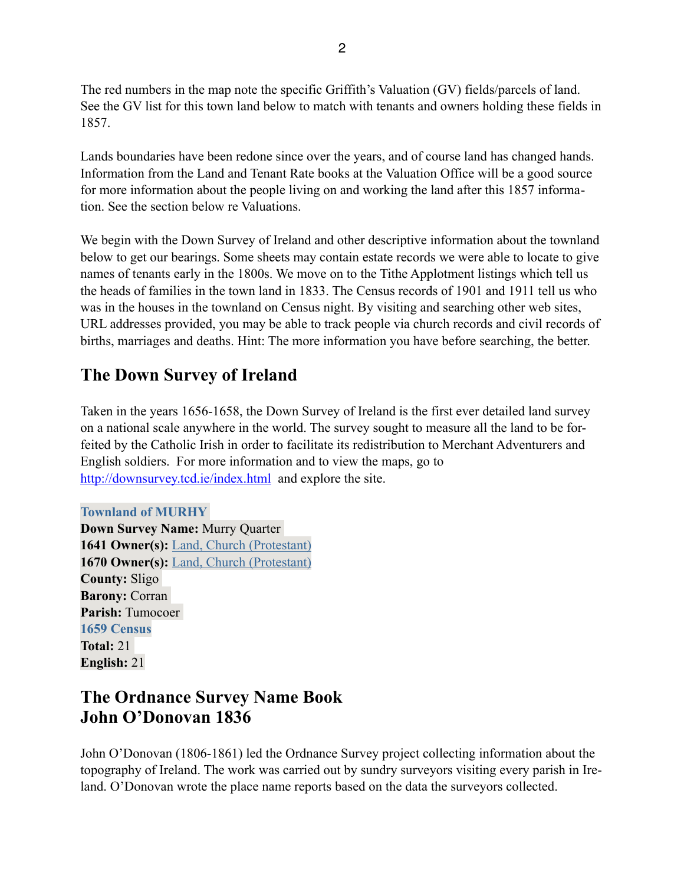The red numbers in the map note the specific Griffith's Valuation (GV) fields/parcels of land. See the GV list for this town land below to match with tenants and owners holding these fields in 1857.

Lands boundaries have been redone since over the years, and of course land has changed hands. Information from the Land and Tenant Rate books at the Valuation Office will be a good source for more information about the people living on and working the land after this 1857 information. See the section below re Valuations.

We begin with the Down Survey of Ireland and other descriptive information about the townland below to get our bearings. Some sheets may contain estate records we were able to locate to give names of tenants early in the 1800s. We move on to the Tithe Applotment listings which tell us the heads of families in the town land in 1833. The Census records of 1901 and 1911 tell us who was in the houses in the townland on Census night. By visiting and searching other web sites, URL addresses provided, you may be able to track people via church records and civil records of births, marriages and deaths. Hint: The more information you have before searching, the better.

## The Down Survey of Ireland

Taken in the years 1656-1658, the Down Survey of Ireland is the first ever detailed land survey on a national scale anywhere in the world. The survey sought to measure all the land to be forfeited by the Catholic Irish in order to facilitate its redistribution to Merchant Adventurers and English soldiers. For more information and to view the maps, go to [http://downsurvey.tcd.ie/index.html](http://downsurvey.tcd.ie/index.html) and explore the site.

**Townland of MURHY**
**Down Survey Name:** Murry Quarter
**1641 Owner(s):** Land, Church (Protestant)
**1670 Owner(s):** Land, Church (Protestant)
**County:** Sligo
**Barony:** Corran
**Parish:** Tumocoer
**1659 Census**
**Total:** 21
**English:** 21

## The Ordnance Survey Name Book
## John O'Donovan 1836

John O'Donovan (1806-1861) led the Ordnance Survey project collecting information about the topography of Ireland. The work was carried out by sundry surveyors visiting every parish in Ireland. O'Donovan wrote the place name reports based on the data the surveyors collected.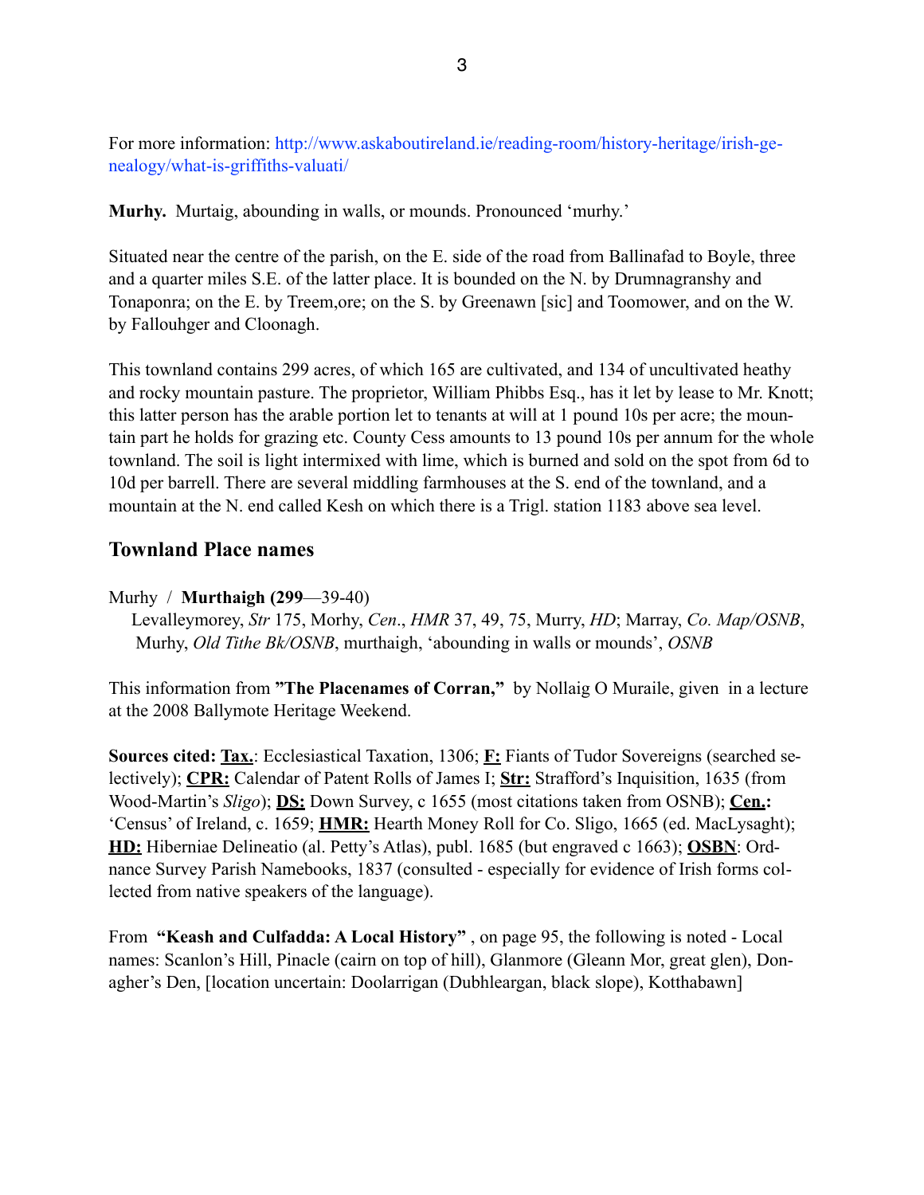For more information: http://www.askaboutireland.ie/reading-room/history-heritage/irish-genealogy/what-is-griffiths-valuati/

**Murhy.** Murtaig, abounding in walls, or mounds. Pronounced 'murhy.'

Situated near the centre of the parish, on the E. side of the road from Ballinafad to Boyle, three and a quarter miles S.E. of the latter place. It is bounded on the N. by Drumnagranshy and Tonaponra; on the E. by Treem,ore; on the S. by Greenawn [sic] and Toomower, and on the W. by Fallouhger and Cloonagh.

This townland contains 299 acres, of which 165 are cultivated, and 134 of uncultivated heathy and rocky mountain pasture. The proprietor, William Phibbs Esq., has it let by lease to Mr. Knott; this latter person has the arable portion let to tenants at will at 1 pound 10s per acre; the mountain part he holds for grazing etc. County Cess amounts to 13 pound 10s per annum for the whole townland. The soil is light intermixed with lime, which is burned and sold on the spot from 6d to 10d per barrell. There are several middling farmhouses at the S. end of the townland, and a mountain at the N. end called Kesh on which there is a Trigl. station 1183 above sea level.

## Townland Place names

Murhy / **Murthaigh (299**—39-40)
Levalleymorey, *Str* 175, Morhy, *Cen*., *HMR* 37, 49, 75, Murry, *HD*; Marray, *Co. Map/OSNB*, Murhy, *Old Tithe Bk/OSNB*, murthaigh, 'abounding in walls or mounds', *OSNB*

This information from **"The Placenames of Corran,"** by Nollaig O Muraile, given in a lecture at the 2008 Ballymote Heritage Weekend.

**Sources cited: Tax.**: Ecclesiastical Taxation, 1306; **F:** Fiants of Tudor Sovereigns (searched selectively); **CPR:** Calendar of Patent Rolls of James I; **Str:** Strafford's Inquisition, 1635 (from Wood-Martin's *Sligo*); **DS:** Down Survey, c 1655 (most citations taken from OSNB); **Cen.:** 'Census' of Ireland, c. 1659; **HMR:** Hearth Money Roll for Co. Sligo, 1665 (ed. MacLysaght); **HD:** Hiberniae Delineatio (al. Petty's Atlas), publ. 1685 (but engraved c 1663); **OSBN**: Ordnance Survey Parish Namebooks, 1837 (consulted - especially for evidence of Irish forms collected from native speakers of the language).

From **"Keash and Culfadda: A Local History"** , on page 95, the following is noted - Local names: Scanlon's Hill, Pinacle (cairn on top of hill), Glanmore (Gleann Mor, great glen), Donagher's Den, [location uncertain: Doolarrigan (Dubhleargan, black slope), Kotthabawn]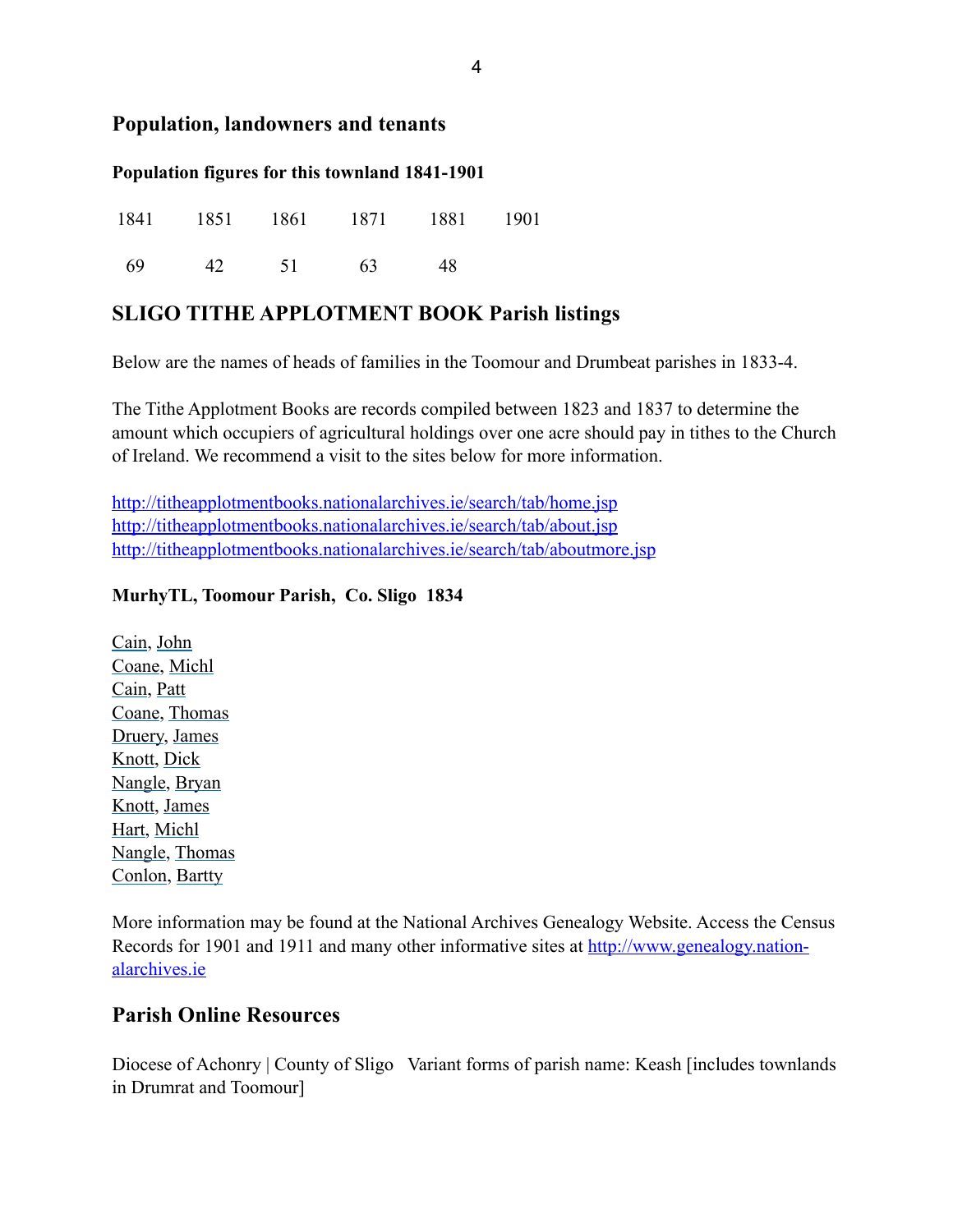## Population, landowners and tenants

### Population figures for this townland 1841-1901

| 1841 | 1851 | 1861 | 1871 | 1881 | 1901 |
|---|---|---|---|---|---|
| 69 | 42 | 51 | 63 | 48 | |

## SLIGO TITHE APPLOTMENT BOOK Parish listings

Below are the names of heads of families in the Toomour and Drumbeat parishes in 1833-4.

The Tithe Applotment Books are records compiled between 1823 and 1837 to determine the amount which occupiers of agricultural holdings over one acre should pay in tithes to the Church of Ireland. We recommend a visit to the sites below for more information.

http://titheapplotmentbooks.nationalarchives.ie/search/tab/home.jsp
http://titheapplotmentbooks.nationalarchives.ie/search/tab/about.jsp
http://titheapplotmentbooks.nationalarchives.ie/search/tab/aboutmore.jsp

### MurhyTL, Toomour Parish, Co. Sligo 1834

Cain, John
Coane, Michl
Cain, Patt
Coane, Thomas
Druery, James
Knott, Dick
Nangle, Bryan
Knott, James
Hart, Michl
Nangle, Thomas
Conlon, Bartty

More information may be found at the National Archives Genealogy Website. Access the Census Records for 1901 and 1911 and many other informative sites at http://www.genealogy.nationalarchives.ie

## Parish Online Resources

Diocese of Achonry | County of Sligo Variant forms of parish name: Keash [includes townlands in Drumrat and Toomour]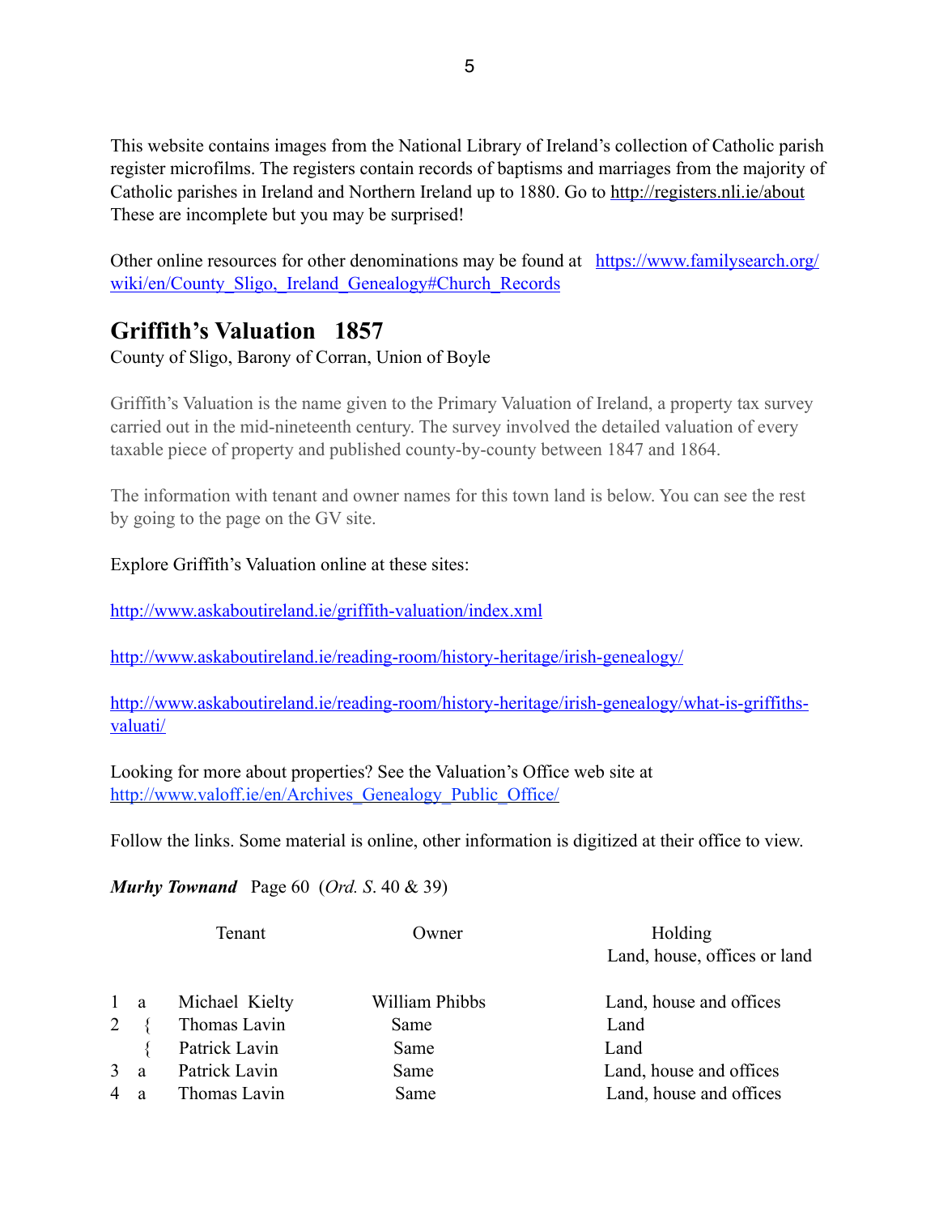This website contains images from the National Library of Ireland's collection of Catholic parish register microfilms. The registers contain records of baptisms and marriages from the majority of Catholic parishes in Ireland and Northern Ireland up to 1880. Go to http://registers.nli.ie/about These are incomplete but you may be surprised!

Other online resources for other denominations may be found at https://www.familysearch.org/wiki/en/County_Sligo,_Ireland_Genealogy#Church_Records

## Griffith's Valuation 1857

County of Sligo, Barony of Corran, Union of Boyle

Griffith's Valuation is the name given to the Primary Valuation of Ireland, a property tax survey carried out in the mid-nineteenth century. The survey involved the detailed valuation of every taxable piece of property and published county-by-county between 1847 and 1864.

The information with tenant and owner names for this town land is below. You can see the rest by going to the page on the GV site.

Explore Griffith's Valuation online at these sites:

http://www.askaboutireland.ie/griffith-valuation/index.xml

http://www.askaboutireland.ie/reading-room/history-heritage/irish-genealogy/

http://www.askaboutireland.ie/reading-room/history-heritage/irish-genealogy/what-is-griffiths-valuati/

Looking for more about properties? See the Valuation's Office web site at http://www.valoff.ie/en/Archives_Genealogy_Public_Office/

Follow the links. Some material is online, other information is digitized at their office to view.

***Murhy Townand*** Page 60 (*Ord. S*. 40 & 39)

| | | Tenant | Owner | Holding<br>Land, house, offices or land |
|---|---|---|---|---|
| 1 | a | Michael Kielty | William Phibbs | Land, house and offices |
| 2 | { | Thomas Lavin | Same | Land |
| | { | Patrick Lavin | Same | Land |
| 3 | a | Patrick Lavin | Same | Land, house and offices |
| 4 | a | Thomas Lavin | Same | Land, house and offices |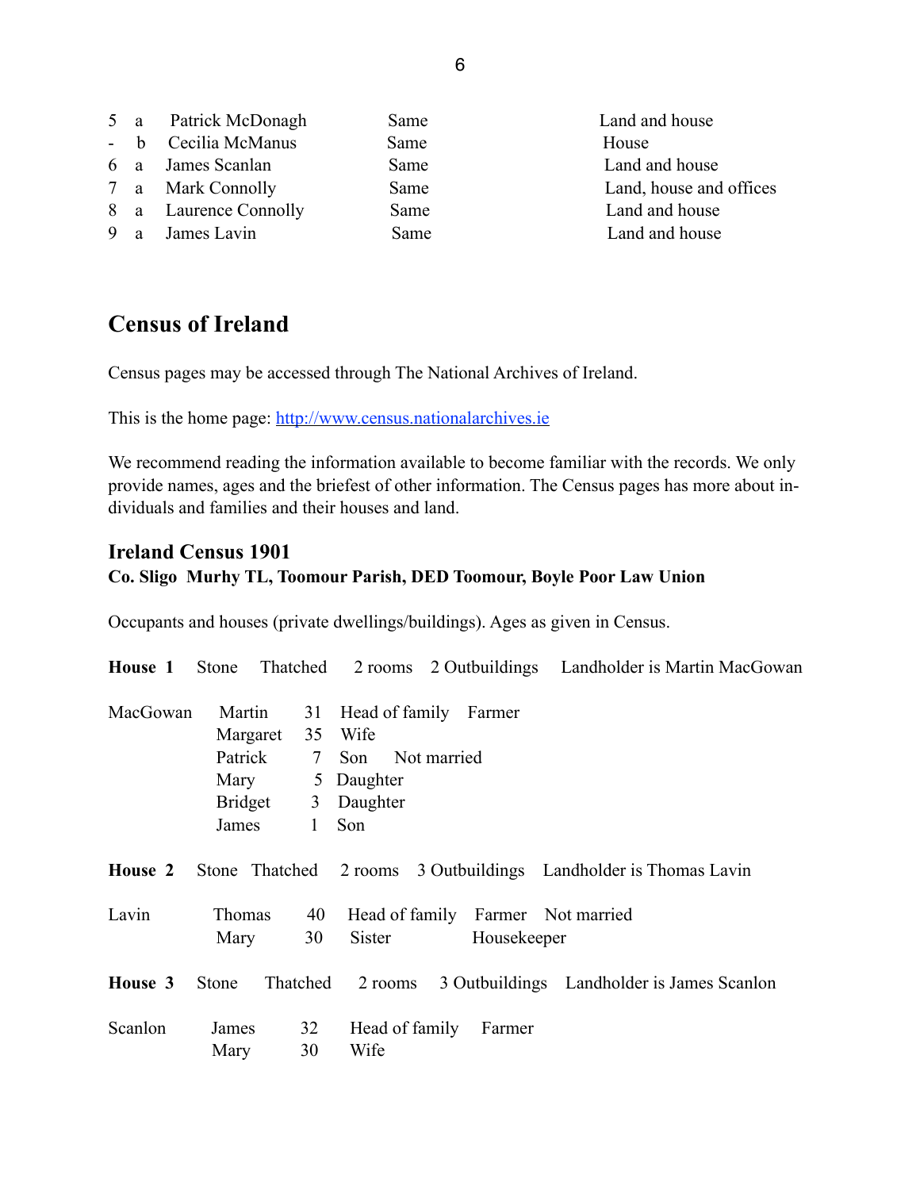| | | | | |
|---|---|---|---|---|
| 5 | a | Patrick McDonagh | Same | Land and house |
| - | b | Cecilia McManus | Same | House |
| 6 | a | James Scanlan | Same | Land and house |
| 7 | a | Mark Connolly | Same | Land, house and offices |
| 8 | a | Laurence Connolly | Same | Land and house |
| 9 | a | James Lavin | Same | Land and house |

## Census of Ireland

Census pages may be accessed through The National Archives of Ireland.

This is the home page: http://www.census.nationalarchives.ie

We recommend reading the information available to become familiar with the records. We only provide names, ages and the briefest of other information. The Census pages has more about individuals and families and their houses and land.

### Ireland Census 1901

**Co. Sligo Murhy TL, Toomour Parish, DED Toomour, Boyle Poor Law Union**

Occupants and houses (private dwellings/buildings). Ages as given in Census.

**House 1** Stone Thatched 2 rooms 2 Outbuildings Landholder is Martin MacGowan

| | | | | |
|---|---|---|---|---|
| MacGowan | Martin | 31 | Head of family | Farmer |
| | Margaret | 35 | Wife | |
| | Patrick | 7 | Son | Not married |
| | Mary | 5 | Daughter | |
| | Bridget | 3 | Daughter | |
| | James | 1 | Son | |

**House 2** Stone Thatched 2 rooms 3 Outbuildings Landholder is Thomas Lavin

| | | | | | |
|---|---|---|---|---|---|
| Lavin | Thomas | 40 | Head of family | Farmer | Not married |
| | Mary | 30 | Sister | Housekeeper | |

**House 3** Stone Thatched 2 rooms 3 Outbuildings Landholder is James Scanlon

| | | | | |
|---|---|---|---|---|
| Scanlon | James | 32 | Head of family | Farmer |
| | Mary | 30 | Wife | |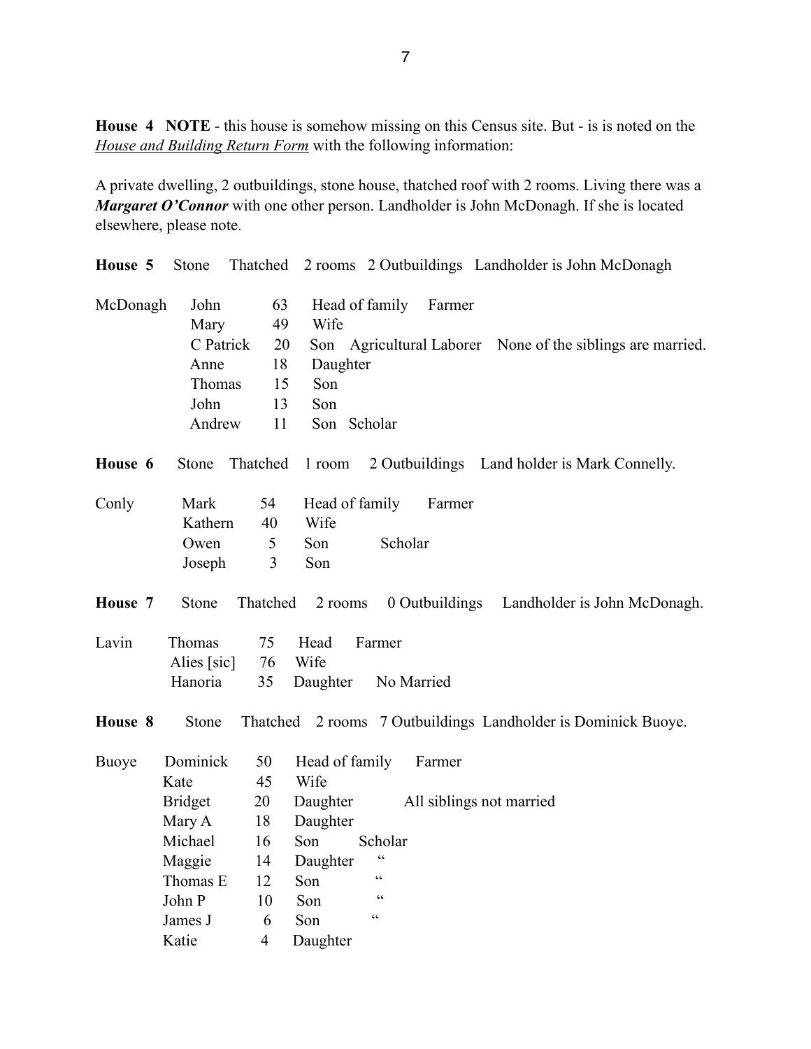**House 4 NOTE** - this house is somehow missing on this Census site. But - is is noted on the *House and Building Return Form* with the following information:

A private dwelling, 2 outbuildings, stone house, thatched roof with 2 rooms. Living there was a ***Margaret O'Connor*** with one other person. Landholder is John McDonagh. If she is located elsewhere, please note.

**House 5** Stone Thatched 2 rooms 2 Outbuildings Landholder is John McDonagh

| | | | | |
|---|---|---|---|---|
| McDonagh | John | 63 | Head of family | Farmer |
| | Mary | 49 | Wife | |
| | C Patrick | 20 | Son | Agricultural Laborer None of the siblings are married. |
| | Anne | 18 | Daughter | |
| | Thomas | 15 | Son | |
| | John | 13 | Son | |
| | Andrew | 11 | Son | Scholar |

**House 6** Stone Thatched 1 room 2 Outbuildings Land holder is Mark Connelly.

| | | | | |
|---|---|---|---|---|
| Conly | Mark | 54 | Head of family | Farmer |
| | Kathern | 40 | Wife | |
| | Owen | 5 | Son | Scholar |
| | Joseph | 3 | Son | |

**House 7** Stone Thatched 2 rooms 0 Outbuildings Landholder is John McDonagh.

| | | | | |
|---|---|---|---|---|
| Lavin | Thomas | 75 | Head | Farmer |
| | Alies [sic] | 76 | Wife | |
| | Hanoria | 35 | Daughter | No Married |

**House 8** Stone Thatched 2 rooms 7 Outbuildings Landholder is Dominick Buoye.

| | | | | |
|---|---|---|---|---|
| Buoye | Dominick | 50 | Head of family | Farmer |
| | Kate | 45 | Wife | |
| | Bridget | 20 | Daughter | All siblings not married |
| | Mary A | 18 | Daughter | |
| | Michael | 16 | Son | Scholar |
| | Maggie | 14 | Daughter | " |
| | Thomas E | 12 | Son | " |
| | John P | 10 | Son | " |
| | James J | 6 | Son | " |
| | Katie | 4 | Daughter | |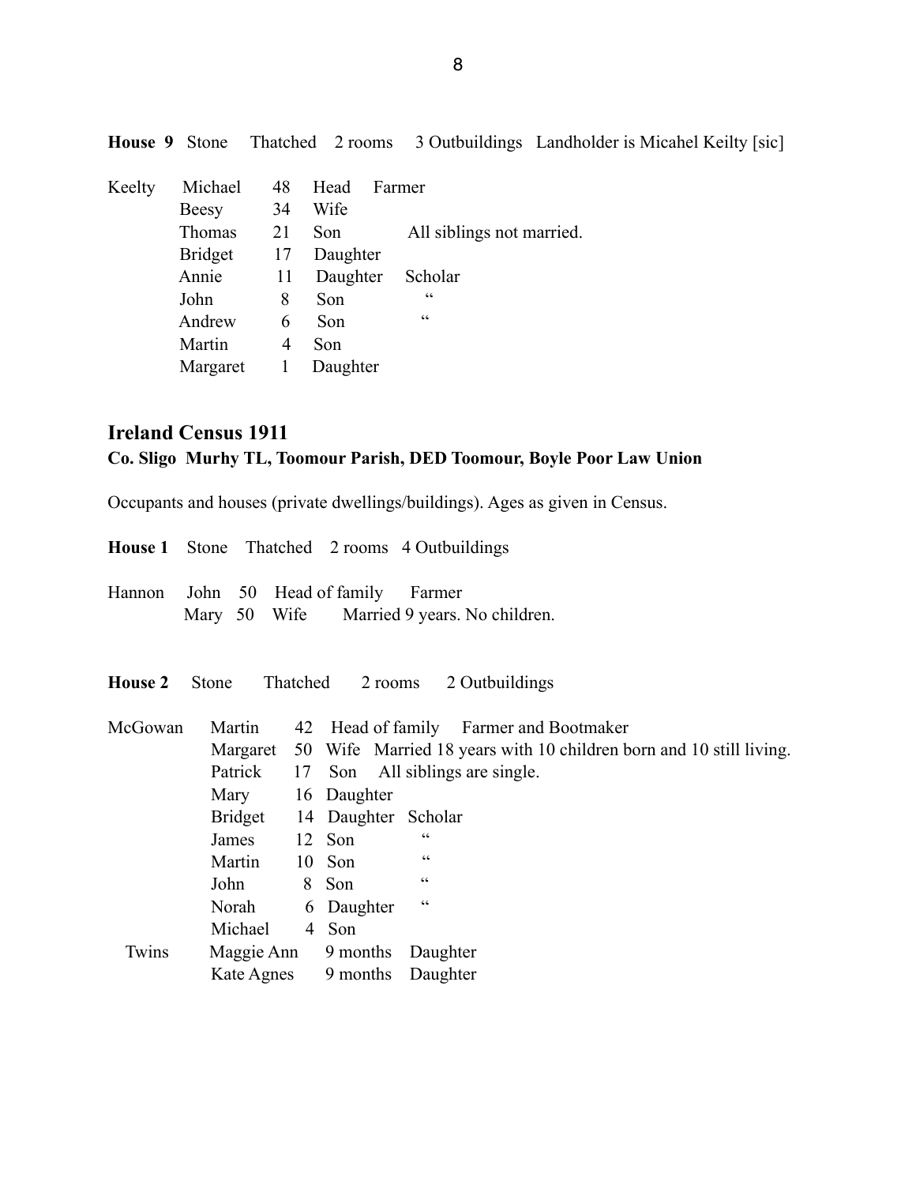**House 9** Stone Thatched 2 rooms 3 Outbuildings Landholder is Micahel Keilty [sic]

| | | | | |
|---|---|---|---|---|
| Keelty | Michael | 48 | Head | Farmer |
| | Beesy | 34 | Wife | |
| | Thomas | 21 | Son | All siblings not married. |
| | Bridget | 17 | Daughter | |
| | Annie | 11 | Daughter | Scholar |
| | John | 8 | Son | " |
| | Andrew | 6 | Son | " |
| | Martin | 4 | Son | |
| | Margaret | 1 | Daughter | |

## Ireland Census 1911

### Co. Sligo Murhy TL, Toomour Parish, DED Toomour, Boyle Poor Law Union

Occupants and houses (private dwellings/buildings). Ages as given in Census.

**House 1** Stone Thatched 2 rooms 4 Outbuildings

| | | | | |
|---|---|---|---|---|
| Hannon | John | 50 | Head of family | Farmer |
| | Mary | 50 | Wife | Married 9 years. No children. |

**House 2** Stone Thatched 2 rooms 2 Outbuildings

| | | | | |
|---|---|---|---|---|
| McGowan | Martin | 42 | Head of family | Farmer and Bootmaker |
| | Margaret | 50 | Wife | Married 18 years with 10 children born and 10 still living. |
| | Patrick | 17 | Son | All siblings are single. |
| | Mary | 16 | Daughter | |
| | Bridget | 14 | Daughter | Scholar |
| | James | 12 | Son | " |
| | Martin | 10 | Son | " |
| | John | 8 | Son | " |
| | Norah | 6 | Daughter | " |
| | Michael | 4 | Son | |
| Twins | Maggie Ann | 9 months | Daughter | |
| | Kate Agnes | 9 months | Daughter | |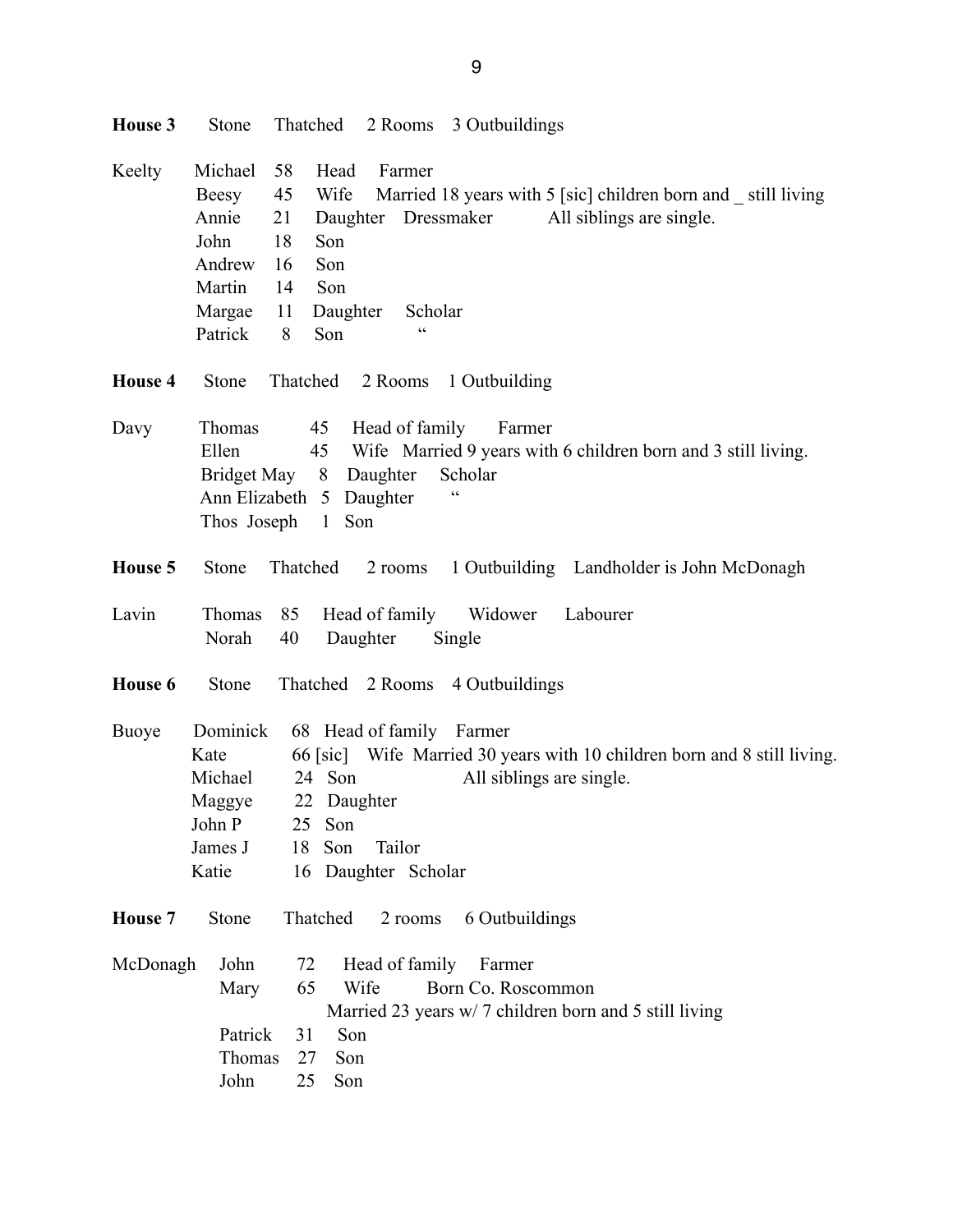**House 3** Stone Thatched 2 Rooms 3 Outbuildings

Keelty Michael 58 Head Farmer
Beesy 45 Wife Married 18 years with 5 [sic] children born and _ still living
Annie 21 Daughter Dressmaker All siblings are single.
John 18 Son
Andrew 16 Son
Martin 14 Son
Margae 11 Daughter Scholar
Patrick 8 Son "

**House 4** Stone Thatched 2 Rooms 1 Outbuilding

Davy Thomas 45 Head of family Farmer
Ellen 45 Wife Married 9 years with 6 children born and 3 still living.
Bridget May 8 Daughter Scholar
Ann Elizabeth 5 Daughter "
Thos Joseph 1 Son

**House 5** Stone Thatched 2 rooms 1 Outbuilding Landholder is John McDonagh

Lavin Thomas 85 Head of family Widower Labourer
Norah 40 Daughter Single

**House 6** Stone Thatched 2 Rooms 4 Outbuildings

Buoye Dominick 68 Head of family Farmer
Kate 66 [sic] Wife Married 30 years with 10 children born and 8 still living.
Michael 24 Son All siblings are single.
Maggye 22 Daughter
John P 25 Son
James J 18 Son Tailor
Katie 16 Daughter Scholar

**House 7** Stone Thatched 2 rooms 6 Outbuildings

McDonagh John 72 Head of family Farmer
Mary 65 Wife Born Co. Roscommon
Married 23 years w/ 7 children born and 5 still living
Patrick 31 Son
Thomas 27 Son
John 25 Son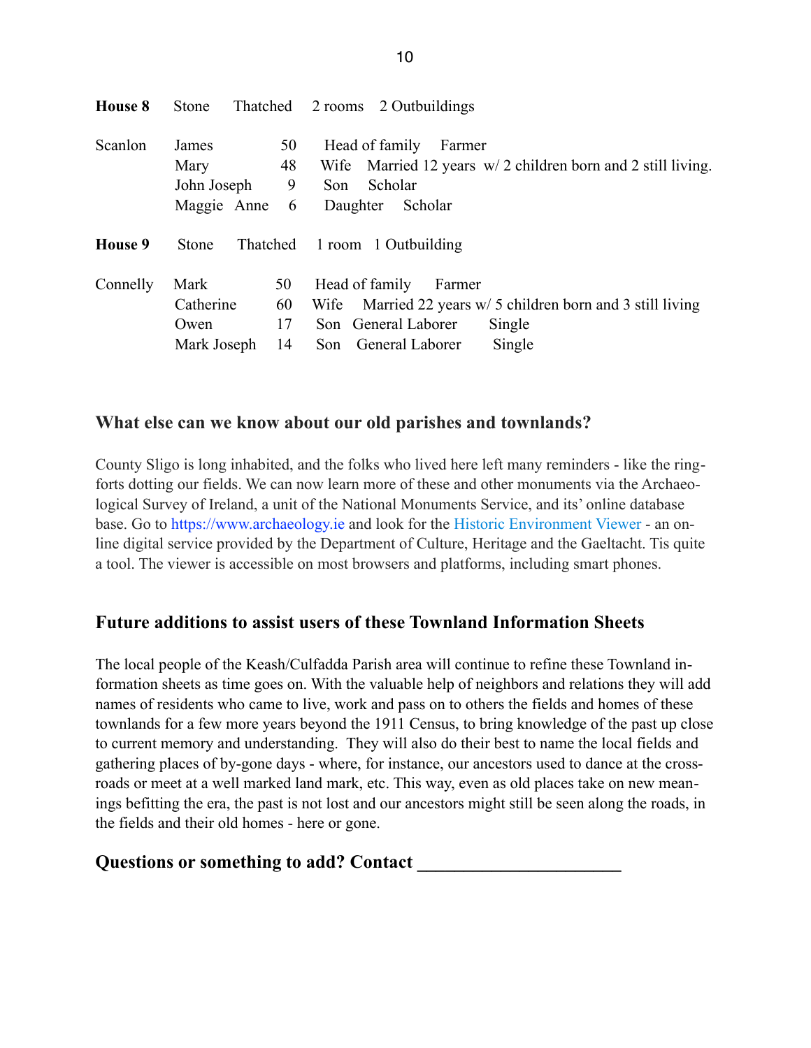**House 8** Stone Thatched 2 rooms 2 Outbuildings

| | | | | |
|---|---|---|---|---|
| Scanlon | James | 50 | Head of family | Farmer |
| | Mary | 48 | Wife | Married 12 years w/ 2 children born and 2 still living. |
| | John Joseph | 9 | Son | Scholar |
| | Maggie Anne | 6 | Daughter | Scholar |

**House 9** Stone Thatched 1 room 1 Outbuilding

| | | | | | |
|---|---|---|---|---|---|
| Connelly | Mark | 50 | Head of family | Farmer | |
| | Catherine | 60 | Wife | Married 22 years w/ 5 children born and 3 still living | |
| | Owen | 17 | Son | General Laborer | Single |
| | Mark Joseph | 14 | Son | General Laborer | Single |

## What else can we know about our old parishes and townlands?

County Sligo is long inhabited, and the folks who lived here left many reminders - like the ring-forts dotting our fields. We can now learn more of these and other monuments via the Archaeological Survey of Ireland, a unit of the National Monuments Service, and its' online database base. Go to https://www.archaeology.ie and look for the Historic Environment Viewer - an online digital service provided by the Department of Culture, Heritage and the Gaeltacht. Tis quite a tool. The viewer is accessible on most browsers and platforms, including smart phones.

## Future additions to assist users of these Townland Information Sheets

The local people of the Keash/Culfadda Parish area will continue to refine these Townland information sheets as time goes on. With the valuable help of neighbors and relations they will add names of residents who came to live, work and pass on to others the fields and homes of these townlands for a few more years beyond the 1911 Census, to bring knowledge of the past up close to current memory and understanding. They will also do their best to name the local fields and gathering places of by-gone days - where, for instance, our ancestors used to dance at the cross-roads or meet at a well marked land mark, etc. This way, even as old places take on new meanings befitting the era, the past is not lost and our ancestors might still be seen along the roads, in the fields and their old homes - here or gone.

## Questions or something to add? Contact ______________________